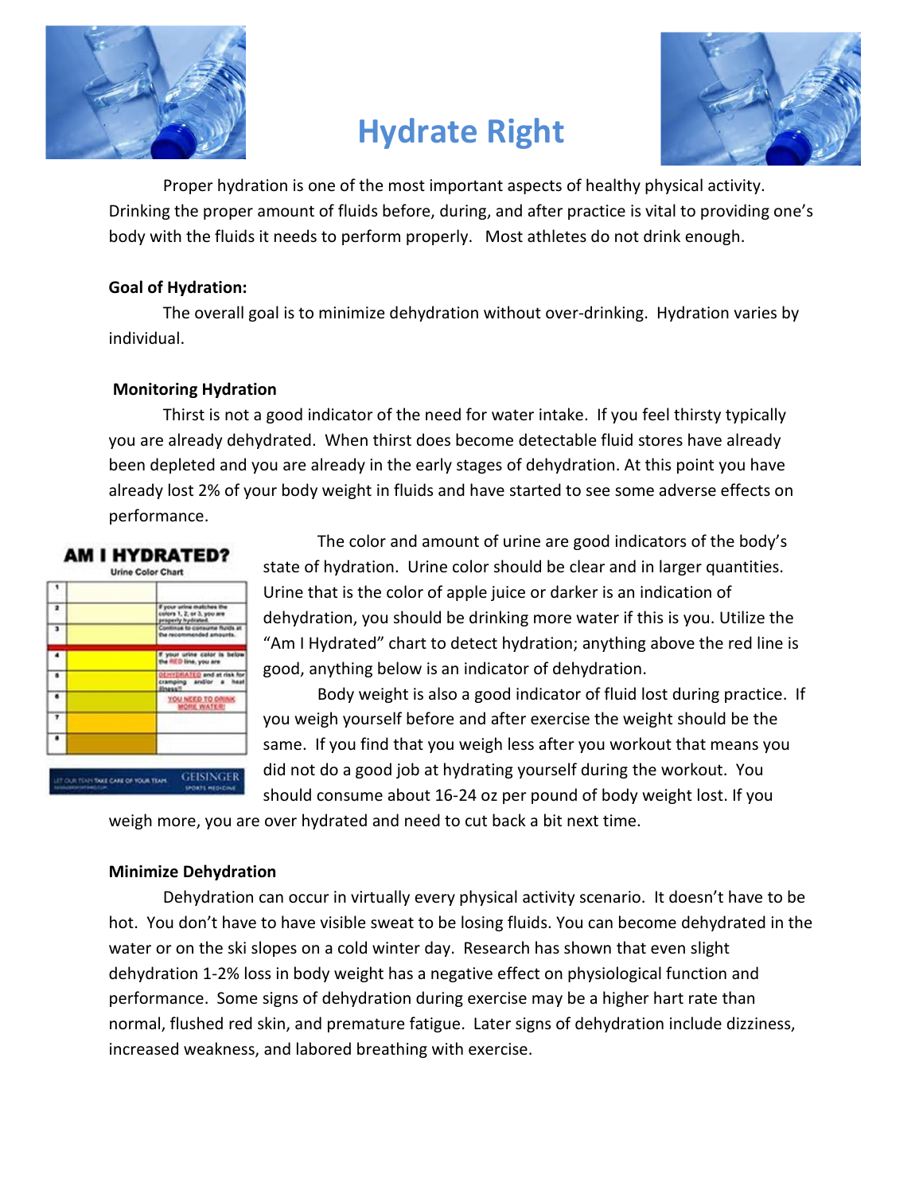# Hydrate Right

Proper hydration is one of the most important aspects of healthy physical activity. Drinking the proper amount of fluids before, during, and after practice is vital to providing one's body with the fluids it needs to perform properly. Most athletes do not drink enough.

**Goal of Hydration:**

The overall goal is to minimize dehydration without over-drinking. Hydration varies by individual.

**Monitoring Hydration**

Thirst is not a good indicator of the need for water intake. If you feel thirsty typically you are already dehydrated. When thirst does become detectable fluid stores have already been depleted and you are already in the early stages of dehydration. At this point you have already lost 2% of your body weight in fluids and have started to see some adverse effects on performance.

**AM I HYDRATED?**

Urine Color Chart

| | | |
|---|---|---|
| 1 | | |
| 2 | | If your urine matches the colors 1, 2, or 3, you are properly hydrated. |
| 3 | | Continue to consume fluids at the recommended amounts. |
| 4 | | If your urine color is below the RED line, you are |
| 5 | | DEHYDRATED and at risk for cramping and/or a heat illness!! |
| 6 | | YOU NEED TO DRINK MORE WATER! |
| 7 | | |
| 8 | | |

LET OUR TEAM TAKE CARE OF YOUR TEAM. GEISINGER SPORTS MEDICINE

The color and amount of urine are good indicators of the body's state of hydration. Urine color should be clear and in larger quantities. Urine that is the color of apple juice or darker is an indication of dehydration, you should be drinking more water if this is you. Utilize the "Am I Hydrated" chart to detect hydration; anything above the red line is good, anything below is an indicator of dehydration.

Body weight is also a good indicator of fluid lost during practice. If you weigh yourself before and after exercise the weight should be the same. If you find that you weigh less after you workout that means you did not do a good job at hydrating yourself during the workout. You should consume about 16-24 oz per pound of body weight lost. If you weigh more, you are over hydrated and need to cut back a bit next time.

**Minimize Dehydration**

Dehydration can occur in virtually every physical activity scenario. It doesn't have to be hot. You don't have to have visible sweat to be losing fluids. You can become dehydrated in the water or on the ski slopes on a cold winter day. Research has shown that even slight dehydration 1-2% loss in body weight has a negative effect on physiological function and performance. Some signs of dehydration during exercise may be a higher hart rate than normal, flushed red skin, and premature fatigue. Later signs of dehydration include dizziness, increased weakness, and labored breathing with exercise.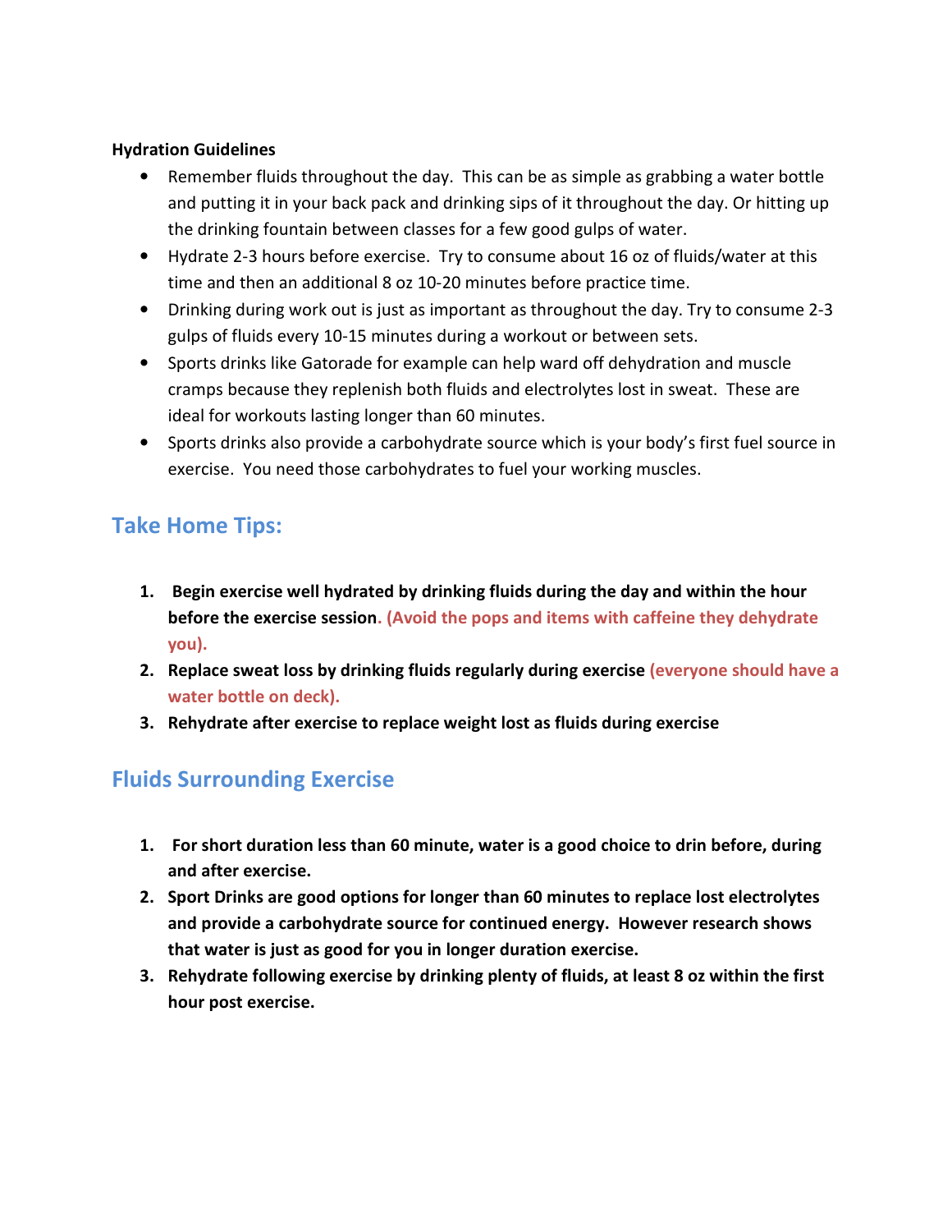**Hydration Guidelines**

- Remember fluids throughout the day. This can be as simple as grabbing a water bottle and putting it in your back pack and drinking sips of it throughout the day. Or hitting up the drinking fountain between classes for a few good gulps of water.
- Hydrate 2-3 hours before exercise. Try to consume about 16 oz of fluids/water at this time and then an additional 8 oz 10-20 minutes before practice time.
- Drinking during work out is just as important as throughout the day. Try to consume 2-3 gulps of fluids every 10-15 minutes during a workout or between sets.
- Sports drinks like Gatorade for example can help ward off dehydration and muscle cramps because they replenish both fluids and electrolytes lost in sweat. These are ideal for workouts lasting longer than 60 minutes.
- Sports drinks also provide a carbohydrate source which is your body's first fuel source in exercise. You need those carbohydrates to fuel your working muscles.

## Take Home Tips:

1. **Begin exercise well hydrated by drinking fluids during the day and within the hour before the exercise session. (Avoid the pops and items with caffeine they dehydrate you).**
2. **Replace sweat loss by drinking fluids regularly during exercise (everyone should have a water bottle on deck).**
3. **Rehydrate after exercise to replace weight lost as fluids during exercise**

## Fluids Surrounding Exercise

1. **For short duration less than 60 minute, water is a good choice to drin before, during and after exercise.**
2. **Sport Drinks are good options for longer than 60 minutes to replace lost electrolytes and provide a carbohydrate source for continued energy. However research shows that water is just as good for you in longer duration exercise.**
3. **Rehydrate following exercise by drinking plenty of fluids, at least 8 oz within the first hour post exercise.**